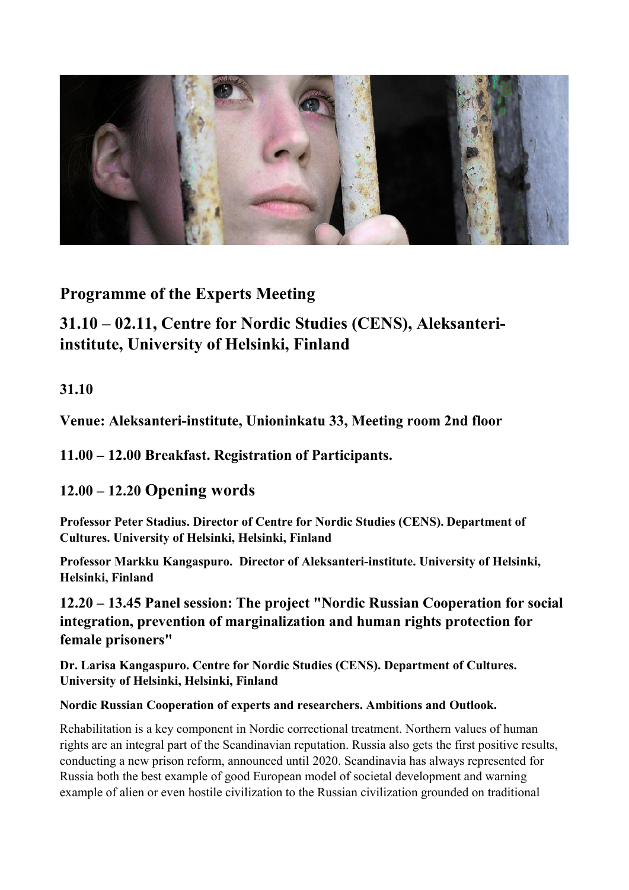## Programme of the Experts Meeting

## 31.10 – 02.11, Centre for Nordic Studies (CENS), Aleksanteri-institute, University of Helsinki, Finland

### 31.10

### Venue: Aleksanteri-institute, Unioninkatu 33, Meeting room 2nd floor

### 11.00 – 12.00 Breakfast. Registration of Participants.

### 12.00 – 12.20 Opening words

**Professor Peter Stadius. Director of Centre for Nordic Studies (CENS). Department of Cultures. University of Helsinki, Helsinki, Finland**

**Professor Markku Kangaspuro. Director of Aleksanteri-institute. University of Helsinki, Helsinki, Finland**

### 12.20 – 13.45 Panel session: The project "Nordic Russian Cooperation for social integration, prevention of marginalization and human rights protection for female prisoners"

**Dr. Larisa Kangaspuro. Centre for Nordic Studies (CENS). Department of Cultures. University of Helsinki, Helsinki, Finland**

**Nordic Russian Cooperation of experts and researchers. Ambitions and Outlook.**

Rehabilitation is a key component in Nordic correctional treatment. Northern values of human rights are an integral part of the Scandinavian reputation. Russia also gets the first positive results, conducting a new prison reform, announced until 2020. Scandinavia has always represented for Russia both the best example of good European model of societal development and warning example of alien or even hostile civilization to the Russian civilization grounded on traditional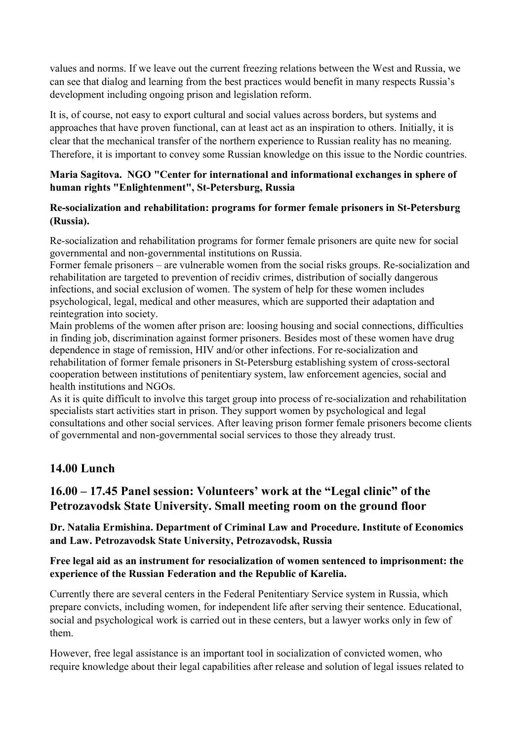values and norms. If we leave out the current freezing relations between the West and Russia, we can see that dialog and learning from the best practices would benefit in many respects Russia's development including ongoing prison and legislation reform.

It is, of course, not easy to export cultural and social values across borders, but systems and approaches that have proven functional, can at least act as an inspiration to others. Initially, it is clear that the mechanical transfer of the northern experience to Russian reality has no meaning. Therefore, it is important to convey some Russian knowledge on this issue to the Nordic countries.

**Maria Sagitova. NGO "Center for international and informational exchanges in sphere of human rights "Enlightenment", St-Petersburg, Russia**

**Re-socialization and rehabilitation: programs for former female prisoners in St-Petersburg (Russia).**

Re-socialization and rehabilitation programs for former female prisoners are quite new for social governmental and non-governmental institutions on Russia.
Former female prisoners – are vulnerable women from the social risks groups. Re-socialization and rehabilitation are targeted to prevention of recidiv crimes, distribution of socially dangerous infections, and social exclusion of women. The system of help for these women includes psychological, legal, medical and other measures, which are supported their adaptation and reintegration into society.
Main problems of the women after prison are: loosing housing and social connections, difficulties in finding job, discrimination against former prisoners. Besides most of these women have drug dependence in stage of remission, HIV and/or other infections. For re-socialization and rehabilitation of former female prisoners in St-Petersburg establishing system of cross-sectoral cooperation between institutions of penitentiary system, law enforcement agencies, social and health institutions and NGOs.
As it is quite difficult to involve this target group into process of re-socialization and rehabilitation specialists start activities start in prison. They support women by psychological and legal consultations and other social services. After leaving prison former female prisoners become clients of governmental and non-governmental social services to those they already trust.

## 14.00 Lunch

## 16.00 – 17.45 Panel session: Volunteers' work at the "Legal clinic" of the Petrozavodsk State University. Small meeting room on the ground floor

**Dr. Natalia Ermishina. Department of Criminal Law and Procedure. Institute of Economics and Law. Petrozavodsk State University, Petrozavodsk, Russia**

**Free legal aid as an instrument for resocialization of women sentenced to imprisonment: the experience of the Russian Federation and the Republic of Karelia.**

Currently there are several centers in the Federal Penitentiary Service system in Russia, which prepare convicts, including women, for independent life after serving their sentence. Educational, social and psychological work is carried out in these centers, but a lawyer works only in few of them.

However, free legal assistance is an important tool in socialization of convicted women, who require knowledge about their legal capabilities after release and solution of legal issues related to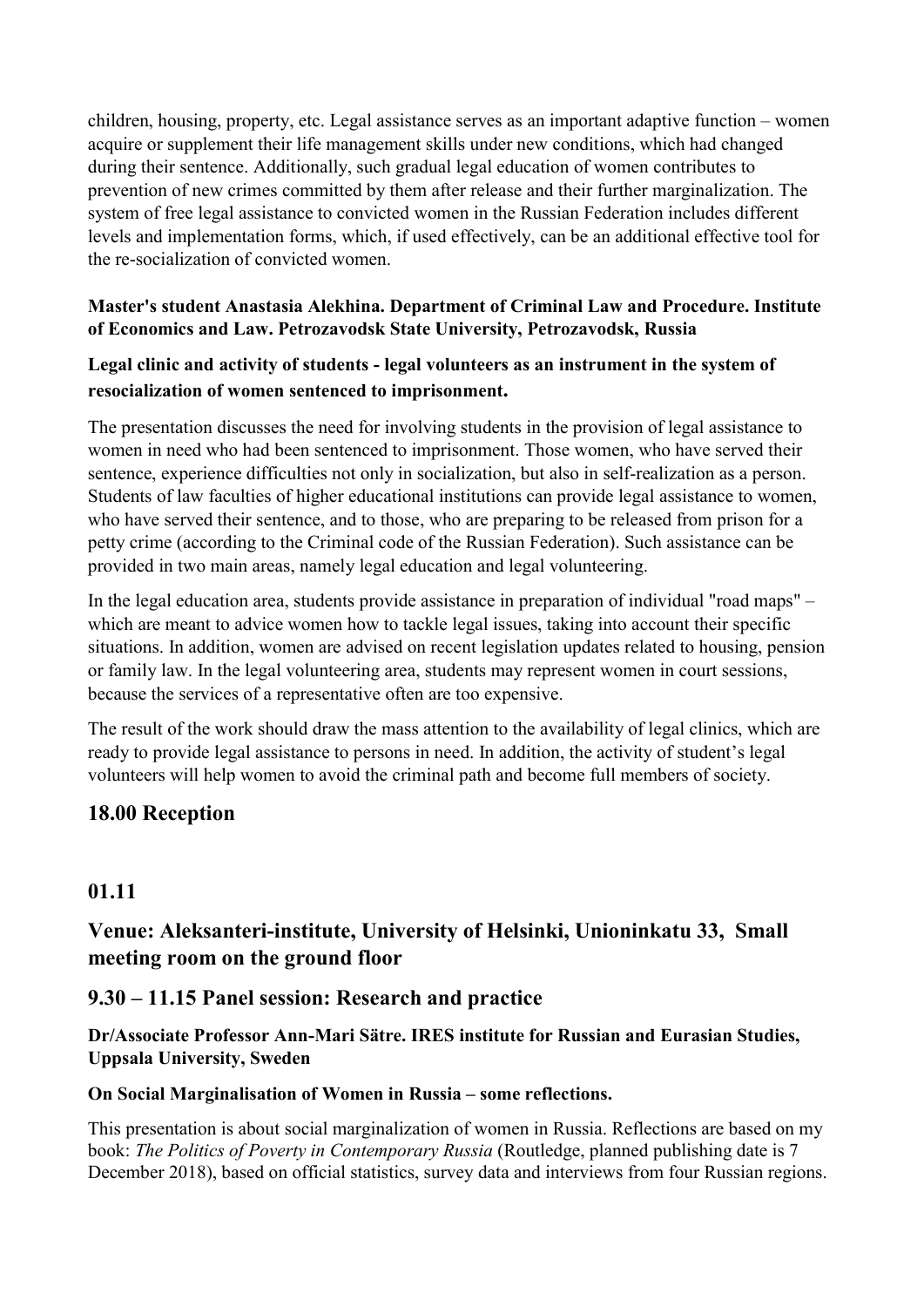children, housing, property, etc. Legal assistance serves as an important adaptive function – women acquire or supplement their life management skills under new conditions, which had changed during their sentence. Additionally, such gradual legal education of women contributes to prevention of new crimes committed by them after release and their further marginalization. The system of free legal assistance to convicted women in the Russian Federation includes different levels and implementation forms, which, if used effectively, can be an additional effective tool for the re-socialization of convicted women.

**Master's student Anastasia Alekhina. Department of Criminal Law and Procedure. Institute of Economics and Law. Petrozavodsk State University, Petrozavodsk, Russia**

**Legal clinic and activity of students - legal volunteers as an instrument in the system of resocialization of women sentenced to imprisonment.**

The presentation discusses the need for involving students in the provision of legal assistance to women in need who had been sentenced to imprisonment. Those women, who have served their sentence, experience difficulties not only in socialization, but also in self-realization as a person. Students of law faculties of higher educational institutions can provide legal assistance to women, who have served their sentence, and to those, who are preparing to be released from prison for a petty crime (according to the Criminal code of the Russian Federation). Such assistance can be provided in two main areas, namely legal education and legal volunteering.

In the legal education area, students provide assistance in preparation of individual "road maps" – which are meant to advice women how to tackle legal issues, taking into account their specific situations. In addition, women are advised on recent legislation updates related to housing, pension or family law. In the legal volunteering area, students may represent women in court sessions, because the services of a representative often are too expensive.

The result of the work should draw the mass attention to the availability of legal clinics, which are ready to provide legal assistance to persons in need. In addition, the activity of student's legal volunteers will help women to avoid the criminal path and become full members of society.

## 18.00 Reception

## 01.11

## Venue: Aleksanteri-institute, University of Helsinki, Unioninkatu 33, Small meeting room on the ground floor

## 9.30 – 11.15 Panel session: Research and practice

**Dr/Associate Professor Ann-Mari Sätre. IRES institute for Russian and Eurasian Studies, Uppsala University, Sweden**

**On Social Marginalisation of Women in Russia – some reflections.**

This presentation is about social marginalization of women in Russia. Reflections are based on my book: *The Politics of Poverty in Contemporary Russia* (Routledge, planned publishing date is 7 December 2018), based on official statistics, survey data and interviews from four Russian regions.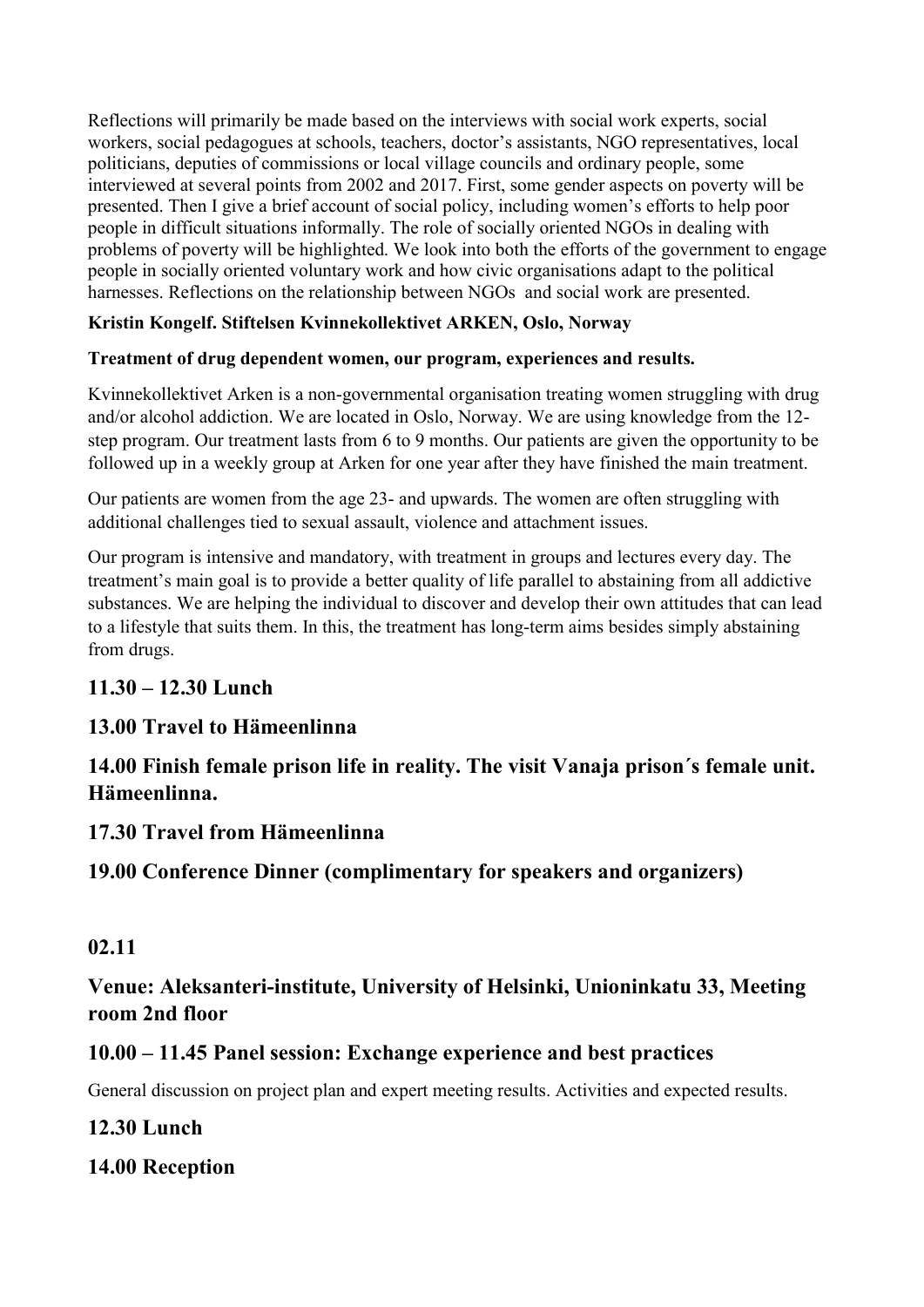Reflections will primarily be made based on the interviews with social work experts, social workers, social pedagogues at schools, teachers, doctor's assistants, NGO representatives, local politicians, deputies of commissions or local village councils and ordinary people, some interviewed at several points from 2002 and 2017. First, some gender aspects on poverty will be presented. Then I give a brief account of social policy, including women's efforts to help poor people in difficult situations informally. The role of socially oriented NGOs in dealing with problems of poverty will be highlighted. We look into both the efforts of the government to engage people in socially oriented voluntary work and how civic organisations adapt to the political harnesses. Reflections on the relationship between NGOs and social work are presented.

**Kristin Kongelf. Stiftelsen Kvinnekollektivet ARKEN, Oslo, Norway**

**Treatment of drug dependent women, our program, experiences and results.**

Kvinnekollektivet Arken is a non-governmental organisation treating women struggling with drug and/or alcohol addiction. We are located in Oslo, Norway. We are using knowledge from the 12-step program. Our treatment lasts from 6 to 9 months. Our patients are given the opportunity to be followed up in a weekly group at Arken for one year after they have finished the main treatment.

Our patients are women from the age 23- and upwards. The women are often struggling with additional challenges tied to sexual assault, violence and attachment issues.

Our program is intensive and mandatory, with treatment in groups and lectures every day. The treatment's main goal is to provide a better quality of life parallel to abstaining from all addictive substances. We are helping the individual to discover and develop their own attitudes that can lead to a lifestyle that suits them. In this, the treatment has long-term aims besides simply abstaining from drugs.

## 11.30 – 12.30 Lunch

## 13.00 Travel to Hämeenlinna

## 14.00 Finish female prison life in reality. The visit Vanaja prison´s female unit. Hämeenlinna.

## 17.30 Travel from Hämeenlinna

## 19.00 Conference Dinner (complimentary for speakers and organizers)

## 02.11

## Venue: Aleksanteri-institute, University of Helsinki, Unioninkatu 33, Meeting room 2nd floor

## 10.00 – 11.45 Panel session: Exchange experience and best practices

General discussion on project plan and expert meeting results. Activities and expected results.

## 12.30 Lunch

## 14.00 Reception